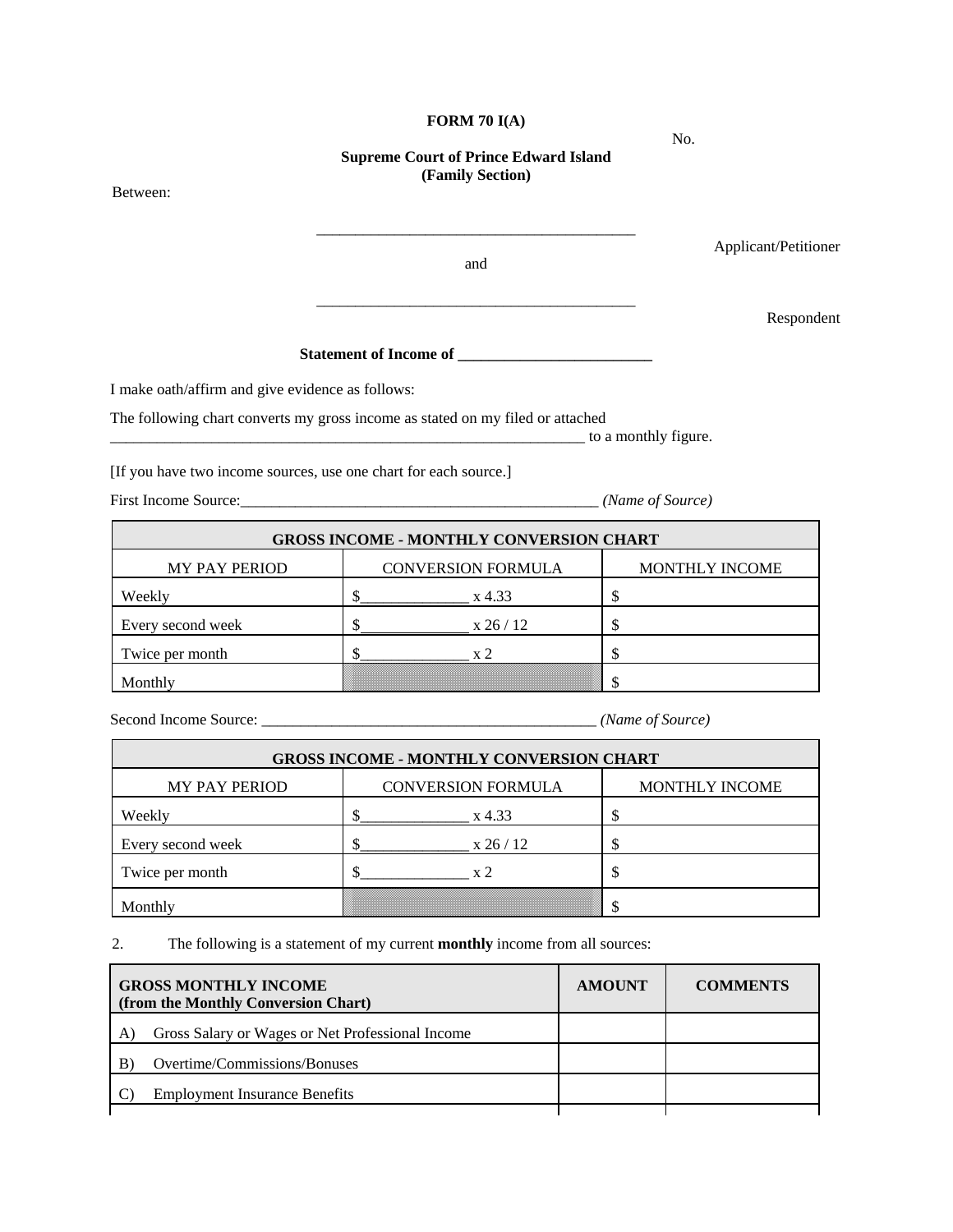**FORM 70 I(A)**

No.

**Supreme Court of Prince Edward Island**
**(Family Section)**

Between:

\_\_\_\_\_\_\_\_\_\_\_\_\_\_\_\_\_\_\_\_\_\_\_\_\_\_\_\_\_\_\_\_\_\_\_\_\_\_\_\_\_\_

Applicant/Petitioner

and

\_\_\_\_\_\_\_\_\_\_\_\_\_\_\_\_\_\_\_\_\_\_\_\_\_\_\_\_\_\_\_\_\_\_\_\_\_\_\_\_\_\_

Respondent

**Statement of Income of \_\_\_\_\_\_\_\_\_\_\_\_\_\_\_\_\_\_\_\_\_\_\_\_\_**

I make oath/affirm and give evidence as follows:

The following chart converts my gross income as stated on my filed or attached \_\_\_\_\_\_\_\_\_\_\_\_\_\_\_\_\_\_\_\_\_\_\_\_\_\_\_\_\_\_\_\_\_\_\_\_\_\_\_\_\_\_\_\_\_\_\_\_\_\_\_\_\_\_\_\_\_\_\_\_\_\_ to a monthly figure.

[If you have two income sources, use one chart for each source.]

First Income Source:\_\_\_\_\_\_\_\_\_\_\_\_\_\_\_\_\_\_\_\_\_\_\_\_\_\_\_\_\_\_\_\_\_\_\_\_\_\_\_\_\_\_\_\_\_\_\_ *(Name of Source)*

| GROSS INCOME - MONTHLY CONVERSION CHART | | |
|---|---|---|
| MY PAY PERIOD | CONVERSION FORMULA | MONTHLY INCOME |
| Weekly | $\_\_\_\_\_\_\_\_\_\_\_\_\_\_ x 4.33 | $ |
| Every second week | $\_\_\_\_\_\_\_\_\_\_\_\_\_\_ x 26 / 12 | $ |
| Twice per month | $\_\_\_\_\_\_\_\_\_\_\_\_\_\_ x 2 | $ |
| Monthly | | $ |

Second Income Source: \_\_\_\_\_\_\_\_\_\_\_\_\_\_\_\_\_\_\_\_\_\_\_\_\_\_\_\_\_\_\_\_\_\_\_\_\_\_\_\_\_\_\_\_ *(Name of Source)*

| GROSS INCOME - MONTHLY CONVERSION CHART | | |
|---|---|---|
| MY PAY PERIOD | CONVERSION FORMULA | MONTHLY INCOME |
| Weekly | $\_\_\_\_\_\_\_\_\_\_\_\_\_\_ x 4.33 | $ |
| Every second week | $\_\_\_\_\_\_\_\_\_\_\_\_\_\_ x 26 / 12 | $ |
| Twice per month | $\_\_\_\_\_\_\_\_\_\_\_\_\_\_ x 2 | $ |
| Monthly | | $ |

2. The following is a statement of my current **monthly** income from all sources:

| **GROSS MONTHLY INCOME (from the Monthly Conversion Chart)** | **AMOUNT** | **COMMENTS** |
|---|---|---|
| A) Gross Salary or Wages or Net Professional Income | | |
| B) Overtime/Commissions/Bonuses | | |
| C) Employment Insurance Benefits | | |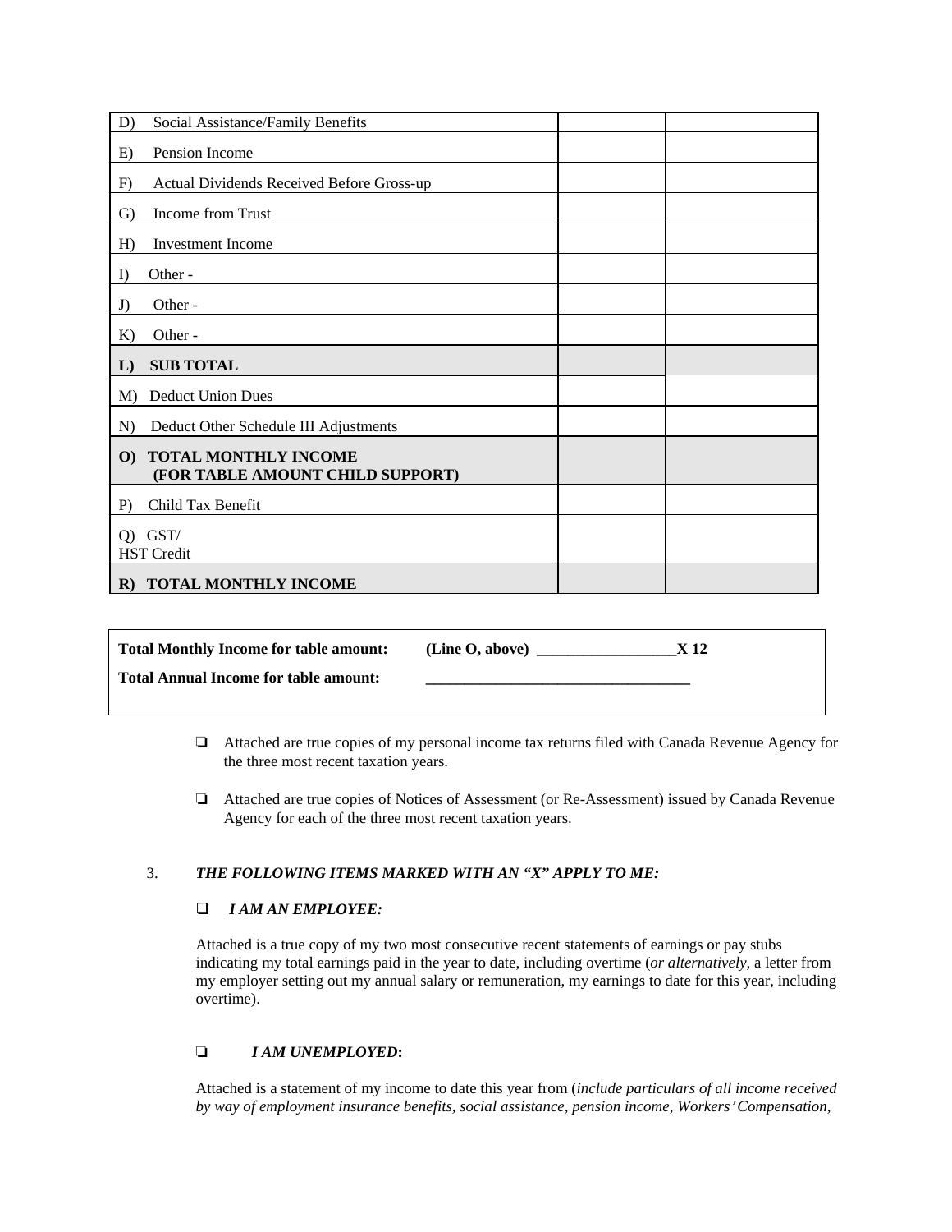| | | |
|---|---|---|
| D) Social Assistance/Family Benefits | | |
| E) Pension Income | | |
| F) Actual Dividends Received Before Gross-up | | |
| G) Income from Trust | | |
| H) Investment Income | | |
| I) Other - | | |
| J) Other - | | |
| K) Other - | | |
| **L) SUB TOTAL** | | |
| M) Deduct Union Dues | | |
| N) Deduct Other Schedule III Adjustments | | |
| **O) TOTAL MONTHLY INCOME (FOR TABLE AMOUNT CHILD SUPPORT)** | | |
| P) Child Tax Benefit | | |
| Q) GST/ HST Credit | | |
| **R) TOTAL MONTHLY INCOME** | | |

**Total Monthly Income for table amount:** **(Line O, above) __________________X 12**

**Total Annual Income for table amount:** ___________________________________

- ❑ Attached are true copies of my personal income tax returns filed with Canada Revenue Agency for the three most recent taxation years.

- ❑ Attached are true copies of Notices of Assessment (or Re-Assessment) issued by Canada Revenue Agency for each of the three most recent taxation years.

3. ***THE FOLLOWING ITEMS MARKED WITH AN "X" APPLY TO ME:***

❑ ***I AM AN EMPLOYEE:***

Attached is a true copy of my two most consecutive recent statements of earnings or pay stubs indicating my total earnings paid in the year to date, including overtime (*or alternatively,* a letter from my employer setting out my annual salary or remuneration, my earnings to date for this year, including overtime).

❑ ***I AM UNEMPLOYED*:**

Attached is a statement of my income to date this year from (*include particulars of all income received by way of employment insurance benefits, social assistance, pension income, Workers' Compensation,*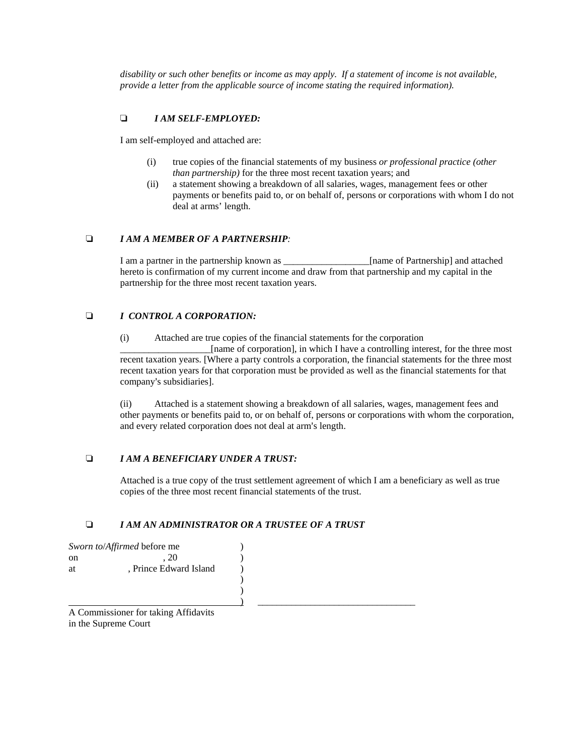*disability or such other benefits or income as may apply. If a statement of income is not available, provide a letter from the applicable source of income stating the required information).*

❑ ***I AM SELF-EMPLOYED:***

I am self-employed and attached are:

(i) true copies of the financial statements of my business *or professional practice (other than partnership)* for the three most recent taxation years; and

(ii) a statement showing a breakdown of all salaries, wages, management fees or other payments or benefits paid to, or on behalf of, persons or corporations with whom I do not deal at arms' length.

❑ ***I AM A MEMBER OF A PARTNERSHIP:***

I am a partner in the partnership known as __________________[name of Partnership] and attached hereto is confirmation of my current income and draw from that partnership and my capital in the partnership for the three most recent taxation years.

❑ ***I CONTROL A CORPORATION:***

(i) Attached are true copies of the financial statements for the corporation ___________________[name of corporation], in which I have a controlling interest, for the three most recent taxation years. [Where a party controls a corporation, the financial statements for the three most recent taxation years for that corporation must be provided as well as the financial statements for that company's subsidiaries].

(ii) Attached is a statement showing a breakdown of all salaries, wages, management fees and other payments or benefits paid to, or on behalf of, persons or corporations with whom the corporation, and every related corporation does not deal at arm's length.

❑ ***I AM A BENEFICIARY UNDER A TRUST:***

Attached is a true copy of the trust settlement agreement of which I am a beneficiary as well as true copies of the three most recent financial statements of the trust.

❑ ***I AM AN ADMINISTRATOR OR A TRUSTEE OF A TRUST***

*Sworn to*/*Affirmed* before me )
on , 20 )
at , Prince Edward Island )
)
)
______________________________________) ________________________________
A Commissioner for taking Affidavits
in the Supreme Court